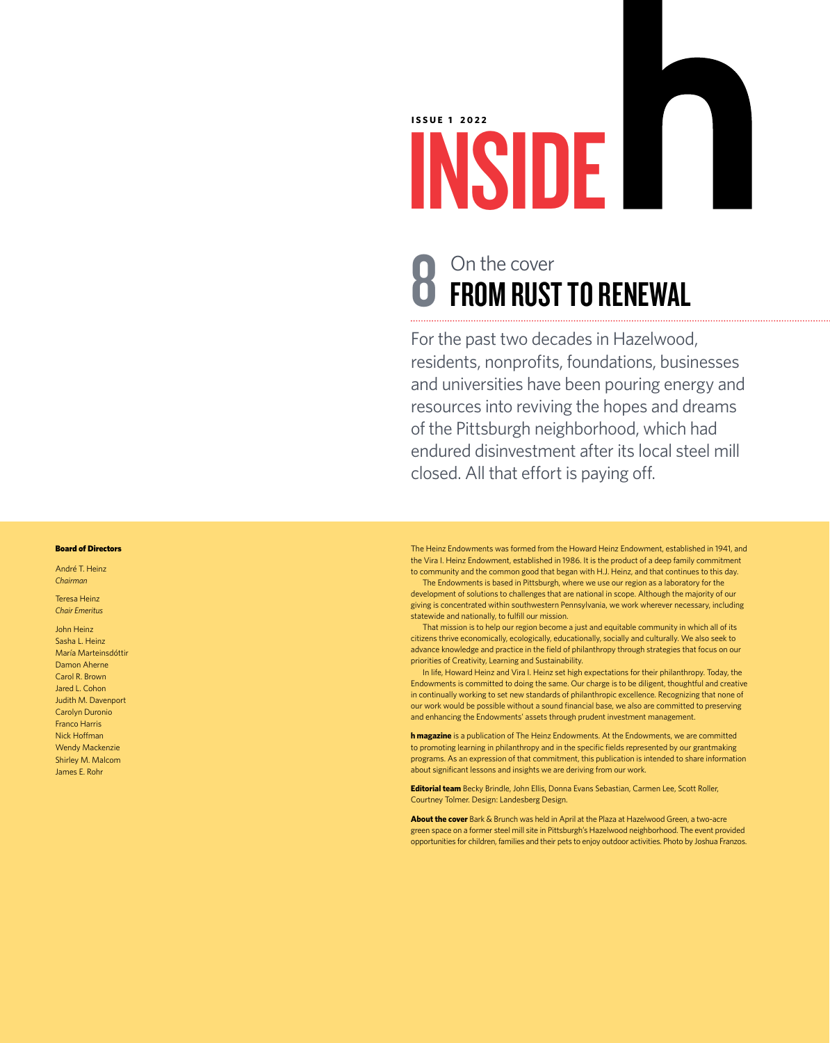**ISSUE 1 2022**

# INSIDE h

## 8 On the cover

## FROM RUST TO RENEWAL

For the past two decades in Hazelwood, residents, nonprofits, foundations, businesses and universities have been pouring energy and resources into reviving the hopes and dreams of the Pittsburgh neighborhood, which had endured disinvestment after its local steel mill closed. All that effort is paying off.

**Board of Directors**

André T. Heinz
*Chairman*

Teresa Heinz
*Chair Emeritus*

John Heinz
Sasha L. Heinz
María Marteinsdóttir
Damon Aherne
Carol R. Brown
Jared L. Cohon
Judith M. Davenport
Carolyn Duronio
Franco Harris
Nick Hoffman
Wendy Mackenzie
Shirley M. Malcom
James E. Rohr

The Heinz Endowments was formed from the Howard Heinz Endowment, established in 1941, and the Vira I. Heinz Endowment, established in 1986. It is the product of a deep family commitment to community and the common good that began with H.J. Heinz, and that continues to this day.

The Endowments is based in Pittsburgh, where we use our region as a laboratory for the development of solutions to challenges that are national in scope. Although the majority of our giving is concentrated within southwestern Pennsylvania, we work wherever necessary, including statewide and nationally, to fulfill our mission.

That mission is to help our region become a just and equitable community in which all of its citizens thrive economically, ecologically, educationally, socially and culturally. We also seek to advance knowledge and practice in the field of philanthropy through strategies that focus on our priorities of Creativity, Learning and Sustainability.

In life, Howard Heinz and Vira I. Heinz set high expectations for their philanthropy. Today, the Endowments is committed to doing the same. Our charge is to be diligent, thoughtful and creative in continually working to set new standards of philanthropic excellence. Recognizing that none of our work would be possible without a sound financial base, we also are committed to preserving and enhancing the Endowments' assets through prudent investment management.

**h magazine** is a publication of The Heinz Endowments. At the Endowments, we are committed to promoting learning in philanthropy and in the specific fields represented by our grantmaking programs. As an expression of that commitment, this publication is intended to share information about significant lessons and insights we are deriving from our work.

**Editorial team** Becky Brindle, John Ellis, Donna Evans Sebastian, Carmen Lee, Scott Roller, Courtney Tolmer. Design: Landesberg Design.

**About the cover** Bark & Brunch was held in April at the Plaza at Hazelwood Green, a two-acre green space on a former steel mill site in Pittsburgh's Hazelwood neighborhood. The event provided opportunities for children, families and their pets to enjoy outdoor activities. Photo by Joshua Franzos.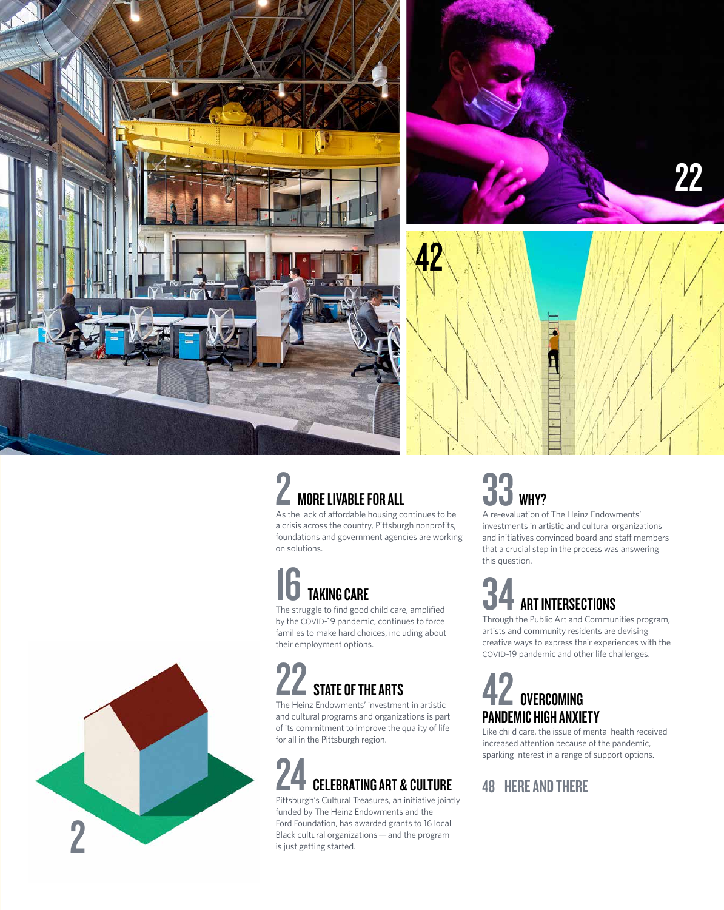## 2 MORE LIVABLE FOR ALL

As the lack of affordable housing continues to be a crisis across the country, Pittsburgh nonprofits, foundations and government agencies are working on solutions.

## 16 TAKING CARE

The struggle to find good child care, amplified by the COVID-19 pandemic, continues to force families to make hard choices, including about their employment options.

## 22 STATE OF THE ARTS

The Heinz Endowments' investment in artistic and cultural programs and organizations is part of its commitment to improve the quality of life for all in the Pittsburgh region.

## 24 CELEBRATING ART & CULTURE

Pittsburgh's Cultural Treasures, an initiative jointly funded by The Heinz Endowments and the Ford Foundation, has awarded grants to 16 local Black cultural organizations — and the program is just getting started.

## 33 WHY?

A re-evaluation of The Heinz Endowments' investments in artistic and cultural organizations and initiatives convinced board and staff members that a crucial step in the process was answering this question.

## 34 ART INTERSECTIONS

Through the Public Art and Communities program, artists and community residents are devising creative ways to express their experiences with the COVID-19 pandemic and other life challenges.

## 42 OVERCOMING PANDEMIC HIGH ANXIETY

Like child care, the issue of mental health received increased attention because of the pandemic, sparking interest in a range of support options.

## 48 HERE AND THERE